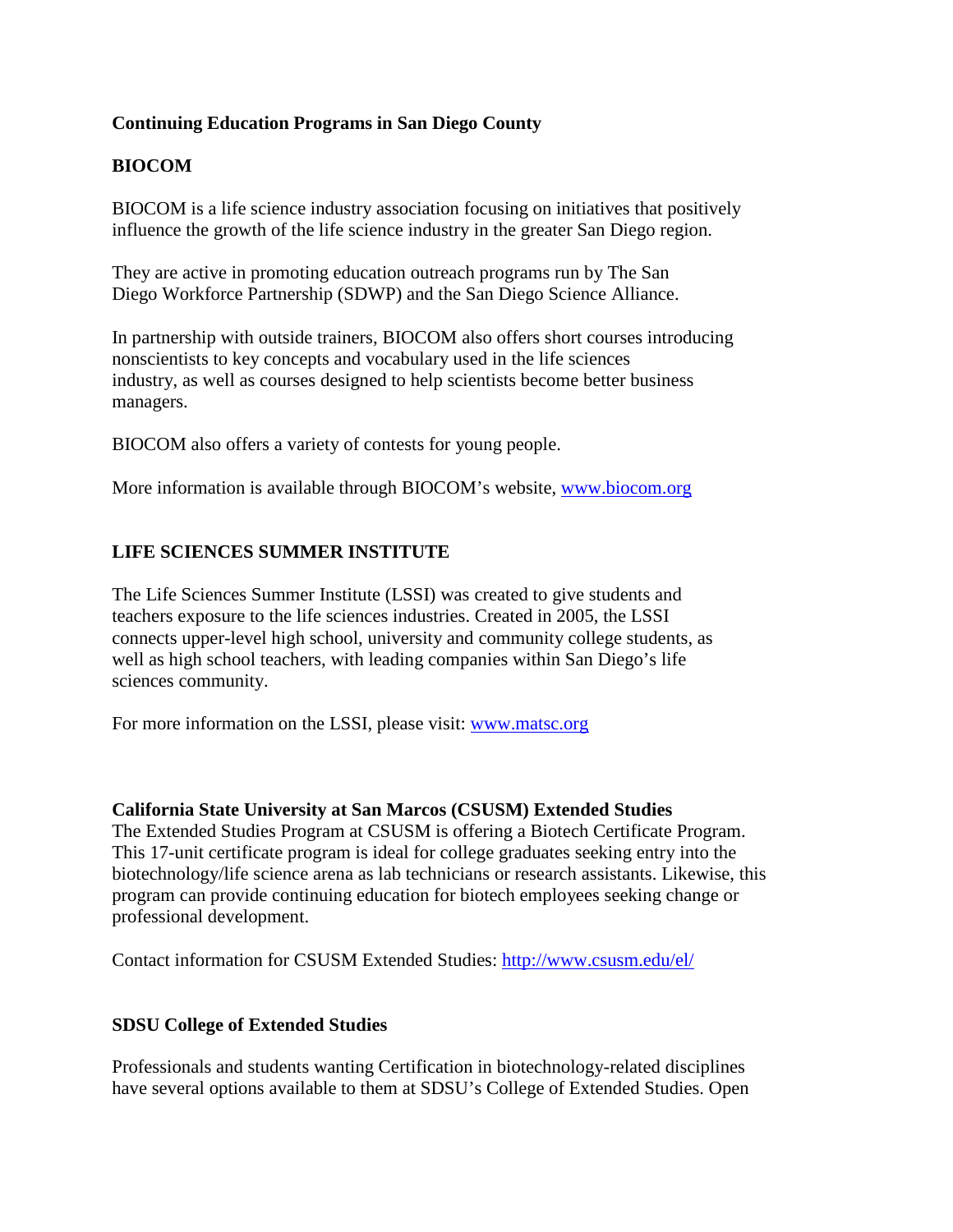# Continuing Education Programs in San Diego County

## BIOCOM

BIOCOM is a life science industry association focusing on initiatives that positively influence the growth of the life science industry in the greater San Diego region.

They are active in promoting education outreach programs run by The San Diego Workforce Partnership (SDWP) and the San Diego Science Alliance.

In partnership with outside trainers, BIOCOM also offers short courses introducing nonscientists to key concepts and vocabulary used in the life sciences industry, as well as courses designed to help scientists become better business managers.

BIOCOM also offers a variety of contests for young people.

More information is available through BIOCOM's website, [www.biocom.org](http://www.biocom.org)

## LIFE SCIENCES SUMMER INSTITUTE

The Life Sciences Summer Institute (LSSI) was created to give students and teachers exposure to the life sciences industries. Created in 2005, the LSSI connects upper-level high school, university and community college students, as well as high school teachers, with leading companies within San Diego's life sciences community.

For more information on the LSSI, please visit: [www.matsc.org](http://www.matsc.org)

## California State University at San Marcos (CSUSM) Extended Studies

The Extended Studies Program at CSUSM is offering a Biotech Certificate Program. This 17-unit certificate program is ideal for college graduates seeking entry into the biotechnology/life science arena as lab technicians or research assistants. Likewise, this program can provide continuing education for biotech employees seeking change or professional development.

Contact information for CSUSM Extended Studies: [http://www.csusm.edu/el/](http://www.csusm.edu/el/)

## SDSU College of Extended Studies

Professionals and students wanting Certification in biotechnology-related disciplines have several options available to them at SDSU's College of Extended Studies. Open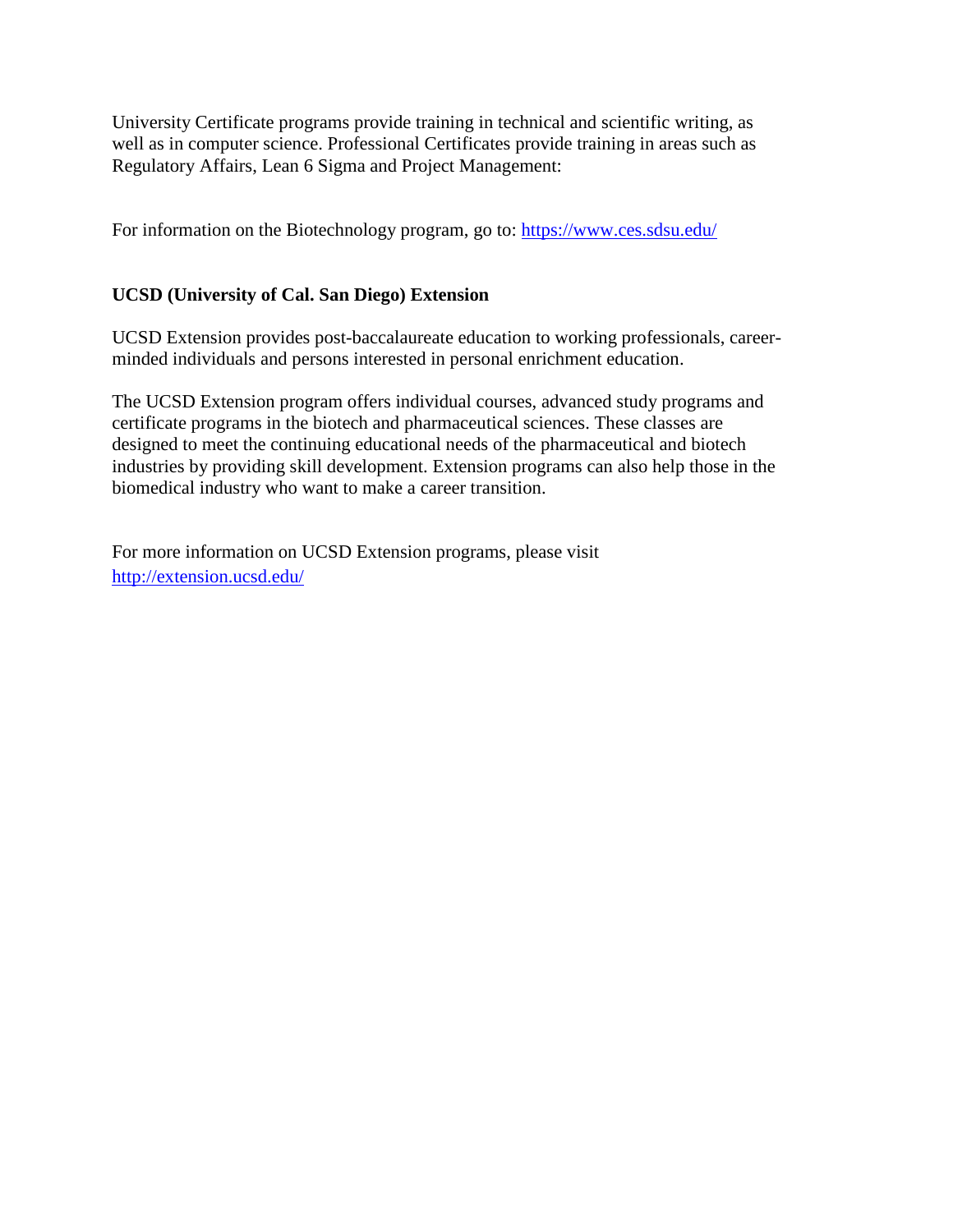University Certificate programs provide training in technical and scientific writing, as well as in computer science. Professional Certificates provide training in areas such as Regulatory Affairs, Lean 6 Sigma and Project Management:

For information on the Biotechnology program, go to: [https://www.ces.sdsu.edu/](https://www.ces.sdsu.edu/)

**UCSD (University of Cal. San Diego) Extension**

UCSD Extension provides post-baccalaureate education to working professionals, career-minded individuals and persons interested in personal enrichment education.

The UCSD Extension program offers individual courses, advanced study programs and certificate programs in the biotech and pharmaceutical sciences. These classes are designed to meet the continuing educational needs of the pharmaceutical and biotech industries by providing skill development. Extension programs can also help those in the biomedical industry who want to make a career transition.

For more information on UCSD Extension programs, please visit [http://extension.ucsd.edu/](http://extension.ucsd.edu/)